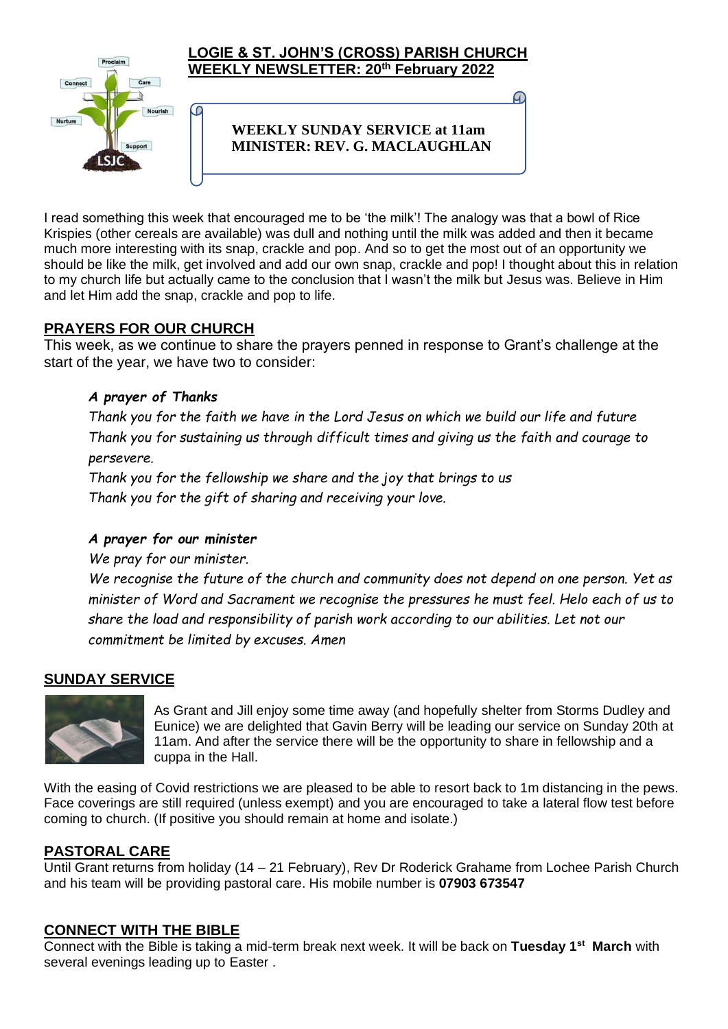# LOGIE & ST. JOHN'S (CROSS) PARISH CHURCH
## WEEKLY NEWSLETTER: 20th February 2022

**WEEKLY SUNDAY SERVICE at 11am**
**MINISTER: REV. G. MACLAUGHLAN**

I read something this week that encouraged me to be 'the milk'! The analogy was that a bowl of Rice Krispies (other cereals are available) was dull and nothing until the milk was added and then it became much more interesting with its snap, crackle and pop. And so to get the most out of an opportunity we should be like the milk, get involved and add our own snap, crackle and pop! I thought about this in relation to my church life but actually came to the conclusion that I wasn't the milk but Jesus was. Believe in Him and let Him add the snap, crackle and pop to life.

## PRAYERS FOR OUR CHURCH

This week, as we continue to share the prayers penned in response to Grant's challenge at the start of the year, we have two to consider:

***A prayer of Thanks***

*Thank you for the faith we have in the Lord Jesus on which we build our life and future*
*Thank you for sustaining us through difficult times and giving us the faith and courage to persevere.*
*Thank you for the fellowship we share and the joy that brings to us*
*Thank you for the gift of sharing and receiving your love.*

***A prayer for our minister***

*We pray for our minister.*
*We recognise the future of the church and community does not depend on one person. Yet as minister of Word and Sacrament we recognise the pressures he must feel. Helo each of us to share the load and responsibility of parish work according to our abilities. Let not our commitment be limited by excuses. Amen*

## SUNDAY SERVICE

As Grant and Jill enjoy some time away (and hopefully shelter from Storms Dudley and Eunice) we are delighted that Gavin Berry will be leading our service on Sunday 20th at 11am. And after the service there will be the opportunity to share in fellowship and a cuppa in the Hall.

With the easing of Covid restrictions we are pleased to be able to resort back to 1m distancing in the pews. Face coverings are still required (unless exempt) and you are encouraged to take a lateral flow test before coming to church. (If positive you should remain at home and isolate.)

## PASTORAL CARE

Until Grant returns from holiday (14 – 21 February), Rev Dr Roderick Grahame from Lochee Parish Church and his team will be providing pastoral care. His mobile number is **07903 673547**

## CONNECT WITH THE BIBLE

Connect with the Bible is taking a mid-term break next week. It will be back on **Tuesday 1st March** with several evenings leading up to Easter .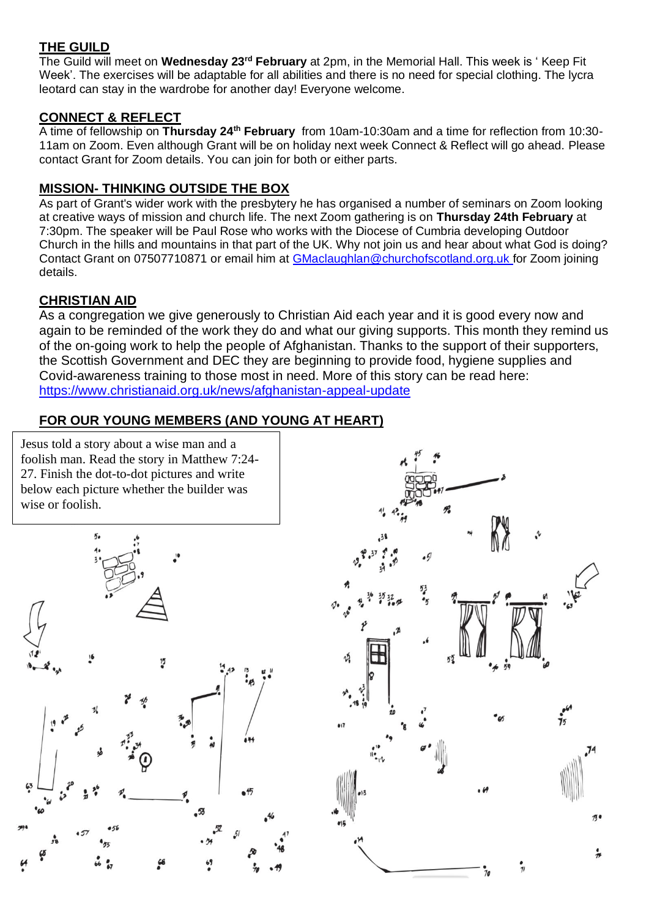## THE GUILD

The Guild will meet on **Wednesday 23rd February** at 2pm, in the Memorial Hall. This week is ' Keep Fit Week'. The exercises will be adaptable for all abilities and there is no need for special clothing. The lycra leotard can stay in the wardrobe for another day! Everyone welcome.

## CONNECT & REFLECT

A time of fellowship on **Thursday 24th February** from 10am-10:30am and a time for reflection from 10:30-11am on Zoom. Even although Grant will be on holiday next week Connect & Reflect will go ahead. Please contact Grant for Zoom details. You can join for both or either parts.

## MISSION- THINKING OUTSIDE THE BOX

As part of Grant's wider work with the presbytery he has organised a number of seminars on Zoom looking at creative ways of mission and church life. The next Zoom gathering is on **Thursday 24th February** at 7:30pm. The speaker will be Paul Rose who works with the Diocese of Cumbria developing Outdoor Church in the hills and mountains in that part of the UK. Why not join us and hear about what God is doing? Contact Grant on 07507710871 or email him at GMaclaughlan@churchofscotland.org.uk for Zoom joining details.

## CHRISTIAN AID

As a congregation we give generously to Christian Aid each year and it is good every now and again to be reminded of the work they do and what our giving supports. This month they remind us of the on-going work to help the people of Afghanistan. Thanks to the support of their supporters, the Scottish Government and DEC they are beginning to provide food, hygiene supplies and Covid-awareness training to those most in need. More of this story can be read here: https://www.christianaid.org.uk/news/afghanistan-appeal-update

## FOR OUR YOUNG MEMBERS (AND YOUNG AT HEART)

Jesus told a story about a wise man and a foolish man. Read the story in Matthew 7:24-27. Finish the dot-to-dot pictures and write below each picture whether the builder was wise or foolish.